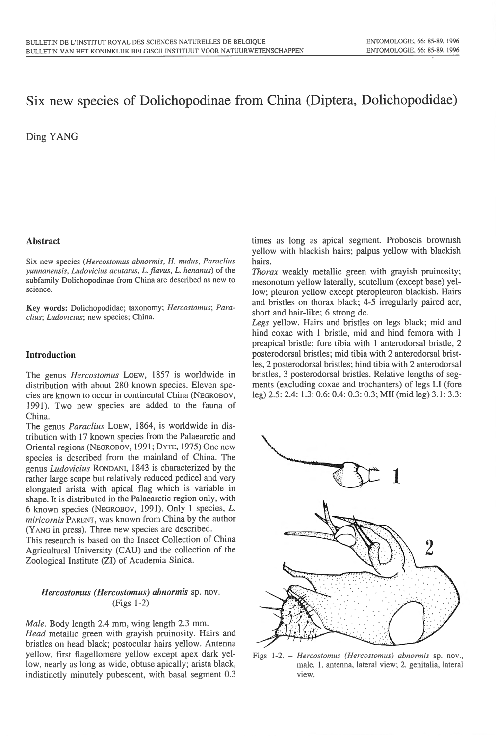# Six new species of Dolichopodinae from China (Diptera, Dolichopodidae)

Ding YANG

## Abstract

Six new species (*Hercostomus abnormis*, *H. nudus*, *Paraclius yunnanensis*, *Ludovicius acutatus*, *L. flavus*, *L. henanus*) of the subfamily Dolichopodinae from China are described as new to science.

**Key words:** Dolichopodidae; taxonomy; *Hercostomus*; *Paraclius*; *Ludovicius*; new species; China.

## Introduction

The genus *Hercostomus* LOEW, 1857 is worldwide in distribution with about 280 known species. Eleven species are known to occur in continental China (NEGROBOV, 1991). Two new species are added to the fauna of China.

The genus *Paraclius* LOEW, 1864, is worldwide in distribution with 17 known species from the Palaearctic and Oriental regions (NEGROBOV, 1991; DYTE, 1975) One new species is described from the mainland of China. The genus *Ludovicius* RONDANI, 1843 is characterized by the rather large scape but relatively reduced pedicel and very elongated arista with apical flag which is variable in shape. It is distributed in the Palaearctic region only, with 6 known species (NEGROBOV, 1991). Only 1 species, *L. miricornis* PARENT, was known from China by the author (YANG in press). Three new species are described.

This research is based on the Insect Collection of China Agricultural University (CAU) and the collection of the Zoological Institute (ZI) of Academia Sinica.

### *Hercostomus (Hercostomus) abnormis* sp. nov. (Figs 1-2)

*Male.* Body length 2.4 mm, wing length 2.3 mm.

*Head* metallic green with grayish pruinosity. Hairs and bristles on head black; postocular hairs yellow. Antenna yellow, first flagellomere yellow except apex dark yellow, nearly as long as wide, obtuse apically; arista black, indistinctly minutely pubescent, with basal segment 0.3 times as long as apical segment. Proboscis brownish yellow with blackish hairs; palpus yellow with blackish hairs.

*Thorax* weakly metallic green with grayish pruinosity; mesonotum yellow laterally, scutellum (except base) yellow; pleuron yellow except pteropleuron blackish. Hairs and bristles on thorax black; 4-5 irregularly paired acr, short and hair-like; 6 strong dc.

*Legs* yellow. Hairs and bristles on legs black; mid and hind coxae with 1 bristle, mid and hind femora with 1 preapical bristle; fore tibia with 1 anterodorsal bristle, 2 posterodorsal bristles; mid tibia with 2 anterodorsal bristles, 2 posterodorsal bristles; hind tibia with 2 anterodorsal bristles, 3 posterodorsal bristles. Relative lengths of segments (excluding coxae and trochanters) of legs LI (fore leg) 2.5: 2.4: 1.3: 0.6: 0.4: 0.3: 0.3; MII (mid leg) 3.1: 3.3:

Figs 1-2. – *Hercostomus (Hercostomus) abnormis* sp. nov., male. 1. antenna, lateral view; 2. genitalia, lateral view.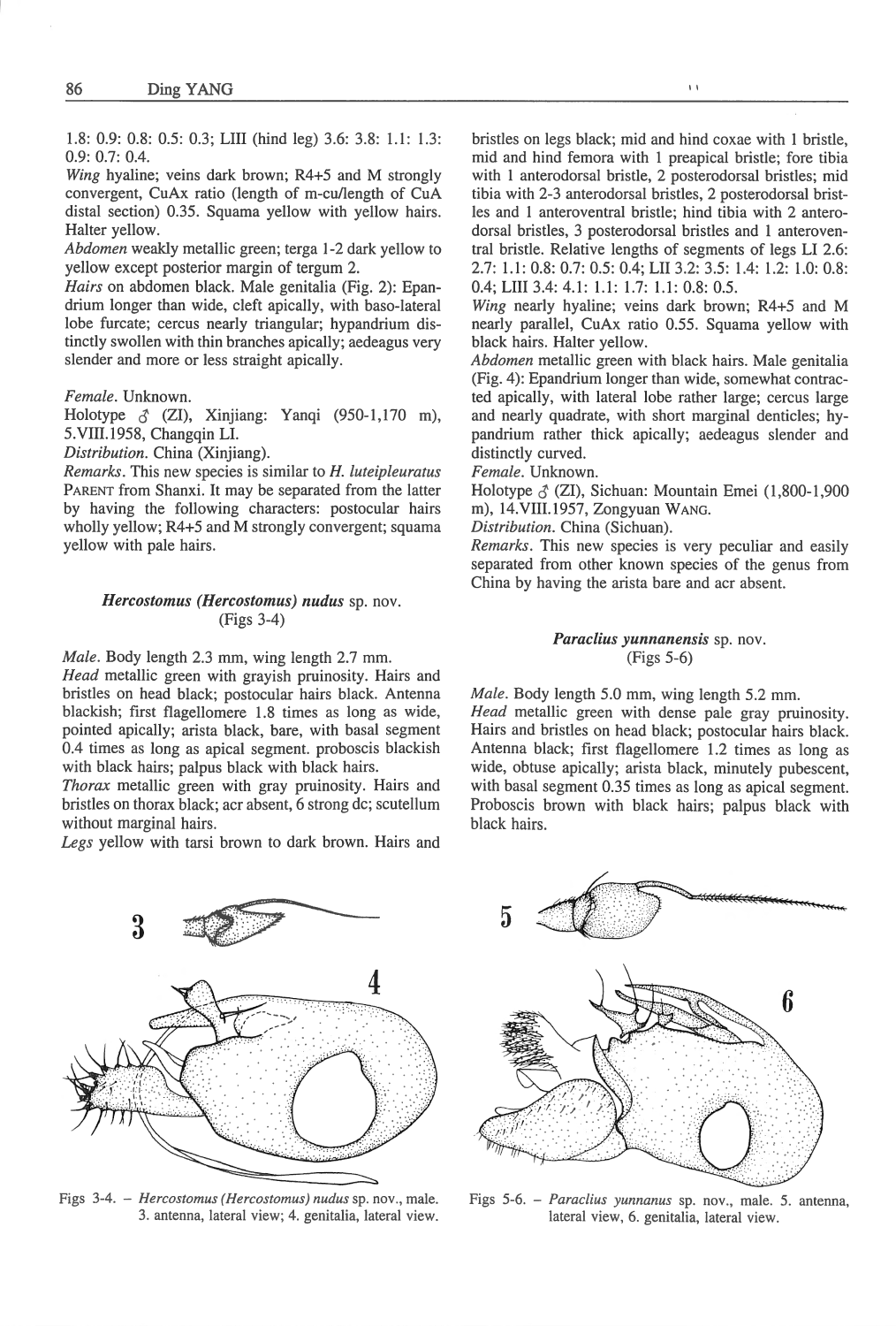1.8: 0.9: 0.8: 0.5: 0.3; LIII (hind leg) 3.6: 3.8: 1.1: 1.3: 0.9: 0.7: 0.4.

*Wing* hyaline; veins dark brown; R4+5 and M strongly convergent, CuAx ratio (length of m-cu/length of CuA distal section) 0.35. Squama yellow with yellow hairs. Halter yellow.

*Abdomen* weakly metallic green; terga 1-2 dark yellow to yellow except posterior margin of tergum 2.

*Hairs* on abdomen black. Male genitalia (Fig. 2): Epandrium longer than wide, cleft apically, with baso-lateral lobe furcate; cercus nearly triangular; hypandrium distinctly swollen with thin branches apically; aedeagus very slender and more or less straight apically.

*Female*. Unknown.

Holotype ♂ (ZI), Xinjiang: Yanqi (950-1,170 m), 5.VIII.1958, Changqin LI.

*Distribution*. China (Xinjiang).

*Remarks*. This new species is similar to *H. luteipleuratus* PARENT from Shanxi. It may be separated from the latter by having the following characters: postocular hairs wholly yellow; R4+5 and M strongly convergent; squama yellow with pale hairs.

### *Hercostomus (Hercostomus) nudus* sp. nov.
(Figs 3-4)

*Male*. Body length 2.3 mm, wing length 2.7 mm.

*Head* metallic green with grayish pruinosity. Hairs and bristles on head black; postocular hairs black. Antenna blackish; first flagellomere 1.8 times as long as wide, pointed apically; arista black, bare, with basal segment 0.4 times as long as apical segment. proboscis blackish with black hairs; palpus black with black hairs.

*Thorax* metallic green with gray pruinosity. Hairs and bristles on thorax black; acr absent, 6 strong dc; scutellum without marginal hairs.

*Legs* yellow with tarsi brown to dark brown. Hairs and bristles on legs black; mid and hind coxae with 1 bristle, mid and hind femora with 1 preapical bristle; fore tibia with 1 anterodorsal bristle, 2 posterodorsal bristles; mid tibia with 2-3 anterodorsal bristles, 2 posterodorsal bristles and 1 anteroventral bristle; hind tibia with 2 anterodorsal bristles, 3 posterodorsal bristles and 1 anteroventral bristle. Relative lengths of segments of legs LI 2.6: 2.7: 1.1: 0.8: 0.7: 0.5: 0.4; LII 3.2: 3.5: 1.4: 1.2: 1.0: 0.8: 0.4; LIII 3.4: 4.1: 1.1: 1.7: 1.1: 0.8: 0.5.

*Wing* nearly hyaline; veins dark brown; R4+5 and M nearly parallel, CuAx ratio 0.55. Squama yellow with black hairs. Halter yellow.

*Abdomen* metallic green with black hairs. Male genitalia (Fig. 4): Epandrium longer than wide, somewhat contracted apically, with lateral lobe rather large; cercus large and nearly quadrate, with short marginal denticles; hypandrium rather thick apically; aedeagus slender and distinctly curved.

*Female*. Unknown.

Holotype ♂ (ZI), Sichuan: Mountain Emei (1,800-1,900 m), 14.VIII.1957, Zongyuan WANG.

*Distribution*. China (Sichuan).

*Remarks*. This new species is very peculiar and easily separated from other known species of the genus from China by having the arista bare and acr absent.

### *Paraclius yunnanensis* sp. nov.
(Figs 5-6)

*Male*. Body length 5.0 mm, wing length 5.2 mm.

*Head* metallic green with dense pale gray pruinosity. Hairs and bristles on head black; postocular hairs black. Antenna black; first flagellomere 1.2 times as long as wide, obtuse apically; arista black, minutely pubescent, with basal segment 0.35 times as long as apical segment. Proboscis brown with black hairs; palpus black with black hairs.

Figs 3-4. – *Hercostomus (Hercostomus) nudus* sp. nov., male. 3. antenna, lateral view; 4. genitalia, lateral view.

Figs 5-6. – *Paraclius yunnanus* sp. nov., male. 5. antenna, lateral view, 6. genitalia, lateral view.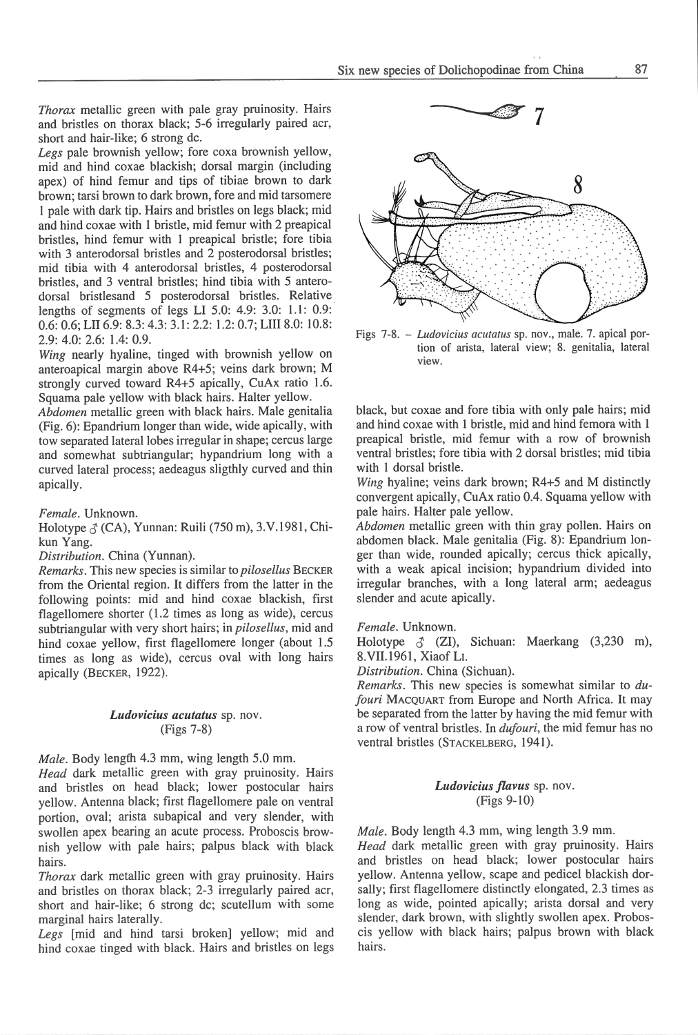*Thorax* metallic green with pale gray pruinosity. Hairs and bristles on thorax black; 5-6 irregularly paired acr, short and hair-like; 6 strong dc.

*Legs* pale brownish yellow; fore coxa brownish yellow, mid and hind coxae blackish; dorsal margin (including apex) of hind femur and tips of tibiae brown to dark brown; tarsi brown to dark brown, fore and mid tarsomere 1 pale with dark tip. Hairs and bristles on legs black; mid and hind coxae with 1 bristle, mid femur with 2 preapical bristles, hind femur with 1 preapical bristle; fore tibia with 3 anterodorsal bristles and 2 posterodorsal bristles; mid tibia with 4 anterodorsal bristles, 4 posterodorsal bristles, and 3 ventral bristles; hind tibia with 5 anterodorsal bristlesand 5 posterodorsal bristles. Relative lengths of segments of legs LI 5.0: 4.9: 3.0: 1.1: 0.9: 0.6: 0.6; LII 6.9: 8.3: 4.3: 3.1: 2.2: 1.2: 0.7; LIII 8.0: 10.8: 2.9: 4.0: 2.6: 1.4: 0.9.

*Wing* nearly hyaline, tinged with brownish yellow on anteroapical margin above R4+5; veins dark brown; M strongly curved toward R4+5 apically, CuAx ratio 1.6. Squama pale yellow with black hairs. Halter yellow.

*Abdomen* metallic green with black hairs. Male genitalia (Fig. 6): Epandrium longer than wide, wide apically, with tow separated lateral lobes irregular in shape; cercus large and somewhat subtriangular; hypandrium long with a curved lateral process; aedeagus sligthly curved and thin apically.

*Female*. Unknown.

Holotype ♂ (CA), Yunnan: Ruili (750 m), 3.V.1981, Chikun Yang.

*Distribution*. China (Yunnan).

*Remarks*. This new species is similar to *pilosellus* Becker from the Oriental region. It differs from the latter in the following points: mid and hind coxae blackish, first flagellomere shorter (1.2 times as long as wide), cercus subtriangular with very short hairs; in *pilosellus*, mid and hind coxae yellow, first flagellomere longer (about 1.5 times as long as wide), cercus oval with long hairs apically (Becker, 1922).

### *Ludovicius acutatus* sp. nov.
(Figs 7-8)

*Male*. Body length 4.3 mm, wing length 5.0 mm.

*Head* dark metallic green with gray pruinosity. Hairs and bristles on head black; lower postocular hairs yellow. Antenna black; first flagellomere pale on ventral portion, oval; arista subapical and very slender, with swollen apex bearing an acute process. Proboscis brownish yellow with pale hairs; palpus black with black hairs.

*Thorax* dark metallic green with gray pruinosity. Hairs and bristles on thorax black; 2-3 irregularly paired acr, short and hair-like; 6 strong dc; scutellum with some marginal hairs laterally.

*Legs* [mid and hind tarsi broken] yellow; mid and hind coxae tinged with black. Hairs and bristles on legs black, but coxae and fore tibia with only pale hairs; mid and hind coxae with 1 bristle, mid and hind femora with 1 preapical bristle, mid femur with a row of brownish ventral bristles; fore tibia with 2 dorsal bristles; mid tibia with 1 dorsal bristle.

Figs 7-8. – *Ludovicius acutatus* sp. nov., male. 7. apical portion of arista, lateral view; 8. genitalia, lateral view.

*Wing* hyaline; veins dark brown; R4+5 and M distinctly convergent apically, CuAx ratio 0.4. Squama yellow with pale hairs. Halter pale yellow.

*Abdomen* metallic green with thin gray pollen. Hairs on abdomen black. Male genitalia (Fig. 8): Epandrium longer than wide, rounded apically; cercus thick apically, with a weak apical incision; hypandrium divided into irregular branches, with a long lateral arm; aedeagus slender and acute apically.

*Female*. Unknown.

Holotype ♂ (ZI), Sichuan: Maerkang (3,230 m), 8.VII.1961, Xiaof Li.

*Distribution*. China (Sichuan).

*Remarks*. This new species is somewhat similar to *dufouri* Macquart from Europe and North Africa. It may be separated from the latter by having the mid femur with a row of ventral bristles. In *dufouri*, the mid femur has no ventral bristles (Stackelberg, 1941).

### *Ludovicius flavus* sp. nov.
(Figs 9-10)

*Male*. Body length 4.3 mm, wing length 3.9 mm.

*Head* dark metallic green with gray pruinosity. Hairs and bristles on head black; lower postocular hairs yellow. Antenna yellow, scape and pedicel blackish dorsally; first flagellomere distinctly elongated, 2.3 times as long as wide, pointed apically; arista dorsal and very slender, dark brown, with slightly swollen apex. Proboscis yellow with black hairs; palpus brown with black hairs.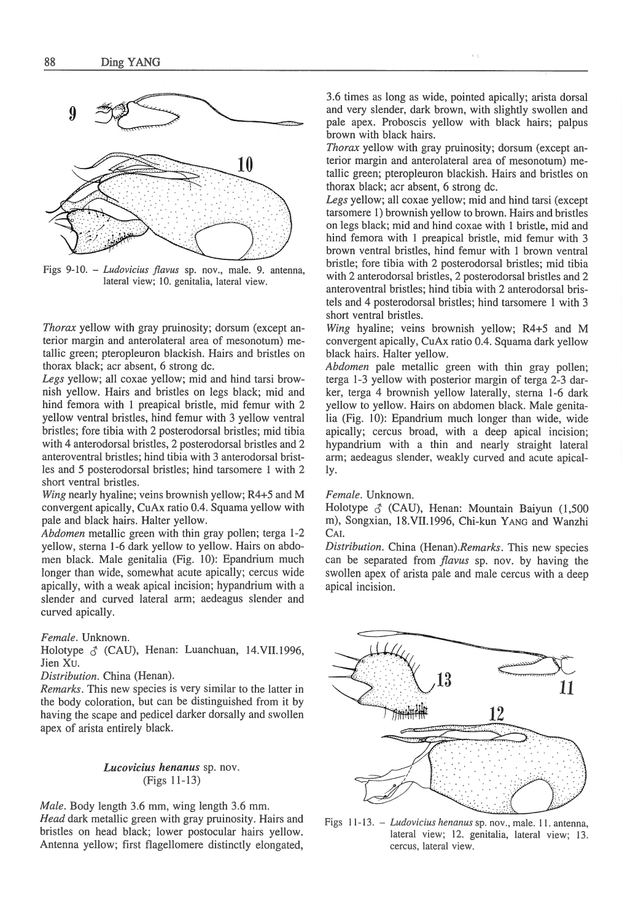Figs 9-10. – *Ludovicius flavus* sp. nov., male. 9. antenna, lateral view; 10. genitalia, lateral view.

*Thorax* yellow with gray pruinosity; dorsum (except anterior margin and anterolateral area of mesonotum) metallic green; pteropleuron blackish. Hairs and bristles on thorax black; acr absent, 6 strong dc.

*Legs* yellow; all coxae yellow; mid and hind tarsi brownish yellow. Hairs and bristles on legs black; mid and hind femora with 1 preapical bristle, mid femur with 2 yellow ventral bristles, hind femur with 3 yellow ventral bristles; fore tibia with 2 posterodorsal bristles; mid tibia with 4 anterodorsal bristles, 2 posterodorsal bristles and 2 anteroventral bristles; hind tibia with 3 anterodorsal bristles and 5 posterodorsal bristles; hind tarsomere 1 with 2 short ventral bristles.

*Wing* nearly hyaline; veins brownish yellow; R4+5 and M convergent apically, CuAx ratio 0.4. Squama yellow with pale and black hairs. Halter yellow.

*Abdomen* metallic green with thin gray pollen; terga 1-2 yellow, sterna 1-6 dark yellow to yellow. Hairs on abdomen black. Male genitalia (Fig. 10): Epandrium much longer than wide, somewhat acute apically; cercus wide apically, with a weak apical incision; hypandrium with a slender and curved lateral arm; aedeagus slender and curved apically.

*Female*. Unknown.

Holotype ♂ (CAU), Henan: Luanchuan, 14.VII.1996, Jien XU.

*Distribution*. China (Henan).

*Remarks*. This new species is very similar to the latter in the body coloration, but can be distinguished from it by having the scape and pedicel darker dorsally and swollen apex of arista entirely black.

### *Lucovicius henanus* sp. nov.
(Figs 11-13)

*Male*. Body length 3.6 mm, wing length 3.6 mm.

*Head* dark metallic green with gray pruinosity. Hairs and bristles on head black; lower postocular hairs yellow. Antenna yellow; first flagellomere distinctly elongated, 3.6 times as long as wide, pointed apically; arista dorsal and very slender, dark brown, with slightly swollen and pale apex. Proboscis yellow with black hairs; palpus brown with black hairs.

*Thorax* yellow with gray pruinosity; dorsum (except anterior margin and anterolateral area of mesonotum) metallic green; pteropleuron blackish. Hairs and bristles on thorax black; acr absent, 6 strong dc.

*Legs* yellow; all coxae yellow; mid and hind tarsi (except tarsomere 1) brownish yellow to brown. Hairs and bristles on legs black; mid and hind coxae with 1 bristle, mid and hind femora with 1 preapical bristle, mid femur with 3 brown ventral bristles, hind femur with 1 brown ventral bristle; fore tibia with 2 posterodorsal bristles; mid tibia with 2 anterodorsal bristles, 2 posterodorsal bristles and 2 anteroventral bristles; hind tibia with 2 anterodorsal bristels and 4 posterodorsal bristles; hind tarsomere 1 with 3 short ventral bristles.

*Wing* hyaline; veins brownish yellow; R4+5 and M convergent apically, CuAx ratio 0.4. Squama dark yellow black hairs. Halter yellow.

*Abdomen* pale metallic green with thin gray pollen; terga 1-3 yellow with posterior margin of terga 2-3 darker, terga 4 brownish yellow laterally, sterna 1-6 dark yellow to yellow. Hairs on abdomen black. Male genitalia (Fig. 10): Epandrium much longer than wide, wide apically; cercus broad, with a deep apical incision; hypandrium with a thin and nearly straight lateral arm; aedeagus slender, weakly curved and acute apically.

*Female*. Unknown.

Holotype ♂ (CAU), Henan: Mountain Baiyun (1,500 m), Songxian, 18.VII.1996, Chi-kun YANG and Wanzhi CAI.

*Distribution*. China (Henan). *Remarks*. This new species can be separated from *flavus* sp. nov. by having the swollen apex of arista pale and male cercus with a deep apical incision.

Figs 11-13. – *Ludovicius henanus* sp. nov., male. 11. antenna, lateral view; 12. genitalia, lateral view; 13. cercus, lateral view.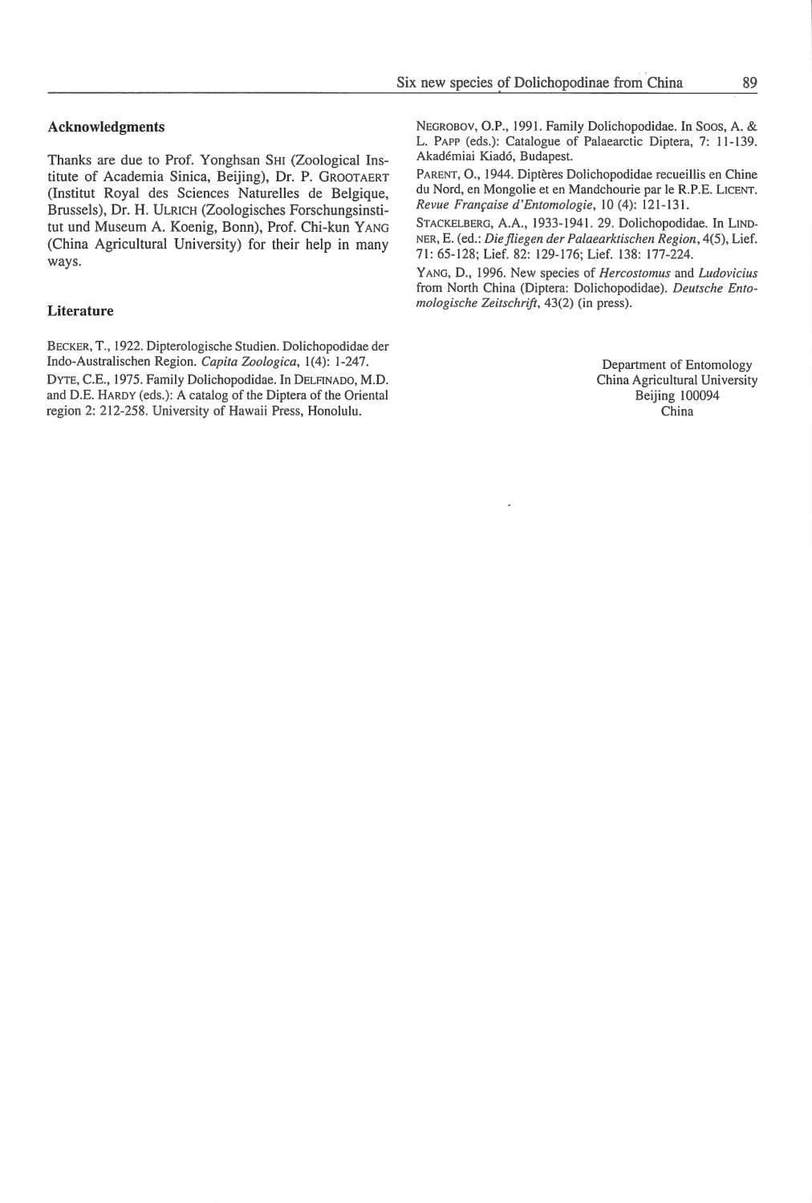## Acknowledgments

Thanks are due to Prof. Yonghsan SHI (Zoological Institute of Academia Sinica, Beijing), Dr. P. GROOTAERT (Institut Royal des Sciences Naturelles de Belgique, Brussels), Dr. H. ULRICH (Zoologisches Forschungsinstitut und Museum A. Koenig, Bonn), Prof. Chi-kun YANG (China Agricultural University) for their help in many ways.

## Literature

BECKER, T., 1922. Dipterologische Studien. Dolichopodidae der Indo-Australischen Region. *Capita Zoologica*, 1(4): 1-247.

DYTE, C.E., 1975. Family Dolichopodidae. In DELFINADO, M.D. and D.E. HARDY (eds.): A catalog of the Diptera of the Oriental region 2: 212-258. University of Hawaii Press, Honolulu.

NEGROBOV, O.P., 1991. Family Dolichopodidae. In SOOS, A. & L. PAPP (eds.): Catalogue of Palaearctic Diptera, 7: 11-139. Akadémiai Kiadó, Budapest.

PARENT, O., 1944. Diptères Dolichopodidae recueillis en Chine du Nord, en Mongolie et en Mandchourie par le R.P.E. LICENT. *Revue Française d'Entomologie*, 10 (4): 121-131.

STACKELBERG, A.A., 1933-1941. 29. Dolichopodidae. In LINDNER, E. (ed.: *Die fliegen der Palaearktischen Region*, 4(5), Lief. 71: 65-128; Lief. 82: 129-176; Lief. 138: 177-224.

YANG, D., 1996. New species of *Hercostomus* and *Ludovicius* from North China (Diptera: Dolichopodidae). *Deutsche Entomologische Zeitschrift*, 43(2) (in press).

Department of Entomology
China Agricultural University
Beijing 100094
China